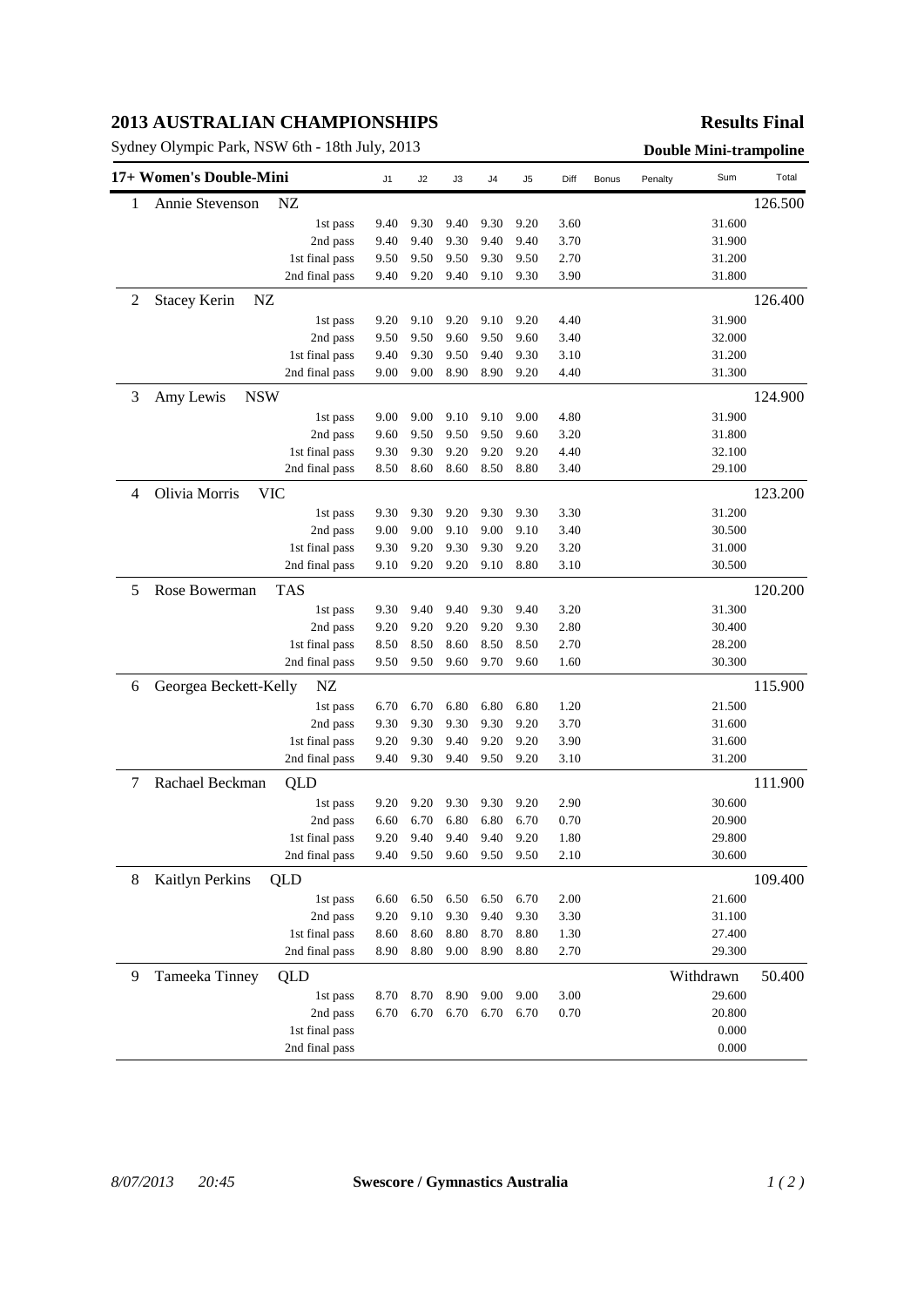# 2013 AUSTRALIAN CHAMPIONSHIPS

**Results Final**

Sydney Olympic Park, NSW 6th - 18th July, 2013

**Double Mini-trampoline**

## 17+ Women's Double-Mini

| Rank | Name | | J1 | J2 | J3 | J4 | J5 | Diff | Bonus | Penalty | Sum | Total |
|---|---|---|---|---|---|---|---|---|---|---|---|---|
| 1 | Annie Stevenson NZ | | | | | | | | | | | 126.500 |
| | | 1st pass | 9.40 | 9.30 | 9.40 | 9.30 | 9.20 | 3.60 | | | 31.600 | |
| | | 2nd pass | 9.40 | 9.40 | 9.30 | 9.40 | 9.40 | 3.70 | | | 31.900 | |
| | | 1st final pass | 9.50 | 9.50 | 9.50 | 9.30 | 9.50 | 2.70 | | | 31.200 | |
| | | 2nd final pass | 9.40 | 9.20 | 9.40 | 9.10 | 9.30 | 3.90 | | | 31.800 | |
| 2 | Stacey Kerin NZ | | | | | | | | | | | 126.400 |
| | | 1st pass | 9.20 | 9.10 | 9.20 | 9.10 | 9.20 | 4.40 | | | 31.900 | |
| | | 2nd pass | 9.50 | 9.50 | 9.60 | 9.50 | 9.60 | 3.40 | | | 32.000 | |
| | | 1st final pass | 9.40 | 9.30 | 9.50 | 9.40 | 9.30 | 3.10 | | | 31.200 | |
| | | 2nd final pass | 9.00 | 9.00 | 8.90 | 8.90 | 9.20 | 4.40 | | | 31.300 | |
| 3 | Amy Lewis NSW | | | | | | | | | | | 124.900 |
| | | 1st pass | 9.00 | 9.00 | 9.10 | 9.10 | 9.00 | 4.80 | | | 31.900 | |
| | | 2nd pass | 9.60 | 9.50 | 9.50 | 9.50 | 9.60 | 3.20 | | | 31.800 | |
| | | 1st final pass | 9.30 | 9.30 | 9.20 | 9.20 | 9.20 | 4.40 | | | 32.100 | |
| | | 2nd final pass | 8.50 | 8.60 | 8.60 | 8.50 | 8.80 | 3.40 | | | 29.100 | |
| 4 | Olivia Morris VIC | | | | | | | | | | | 123.200 |
| | | 1st pass | 9.30 | 9.30 | 9.20 | 9.30 | 9.30 | 3.30 | | | 31.200 | |
| | | 2nd pass | 9.00 | 9.00 | 9.10 | 9.00 | 9.10 | 3.40 | | | 30.500 | |
| | | 1st final pass | 9.30 | 9.20 | 9.30 | 9.30 | 9.20 | 3.20 | | | 31.000 | |
| | | 2nd final pass | 9.10 | 9.20 | 9.20 | 9.10 | 8.80 | 3.10 | | | 30.500 | |
| 5 | Rose Bowerman TAS | | | | | | | | | | | 120.200 |
| | | 1st pass | 9.30 | 9.40 | 9.40 | 9.30 | 9.40 | 3.20 | | | 31.300 | |
| | | 2nd pass | 9.20 | 9.20 | 9.20 | 9.20 | 9.30 | 2.80 | | | 30.400 | |
| | | 1st final pass | 8.50 | 8.50 | 8.60 | 8.50 | 8.50 | 2.70 | | | 28.200 | |
| | | 2nd final pass | 9.50 | 9.50 | 9.60 | 9.70 | 9.60 | 1.60 | | | 30.300 | |
| 6 | Georgea Beckett-Kelly NZ | | | | | | | | | | | 115.900 |
| | | 1st pass | 6.70 | 6.70 | 6.80 | 6.80 | 6.80 | 1.20 | | | 21.500 | |
| | | 2nd pass | 9.30 | 9.30 | 9.30 | 9.30 | 9.20 | 3.70 | | | 31.600 | |
| | | 1st final pass | 9.20 | 9.30 | 9.40 | 9.20 | 9.20 | 3.90 | | | 31.600 | |
| | | 2nd final pass | 9.40 | 9.30 | 9.40 | 9.50 | 9.20 | 3.10 | | | 31.200 | |
| 7 | Rachael Beckman QLD | | | | | | | | | | | 111.900 |
| | | 1st pass | 9.20 | 9.20 | 9.30 | 9.30 | 9.20 | 2.90 | | | 30.600 | |
| | | 2nd pass | 6.60 | 6.70 | 6.80 | 6.80 | 6.70 | 0.70 | | | 20.900 | |
| | | 1st final pass | 9.20 | 9.40 | 9.40 | 9.40 | 9.20 | 1.80 | | | 29.800 | |
| | | 2nd final pass | 9.40 | 9.50 | 9.60 | 9.50 | 9.50 | 2.10 | | | 30.600 | |
| 8 | Kaitlyn Perkins QLD | | | | | | | | | | | 109.400 |
| | | 1st pass | 6.60 | 6.50 | 6.50 | 6.50 | 6.70 | 2.00 | | | 21.600 | |
| | | 2nd pass | 9.20 | 9.10 | 9.30 | 9.40 | 9.30 | 3.30 | | | 31.100 | |
| | | 1st final pass | 8.60 | 8.60 | 8.80 | 8.70 | 8.80 | 1.30 | | | 27.400 | |
| | | 2nd final pass | 8.90 | 8.80 | 9.00 | 8.90 | 8.80 | 2.70 | | | 29.300 | |
| 9 | Tameeka Tinney QLD | | | | | | | | | | Withdrawn | 50.400 |
| | | 1st pass | 8.70 | 8.70 | 8.90 | 9.00 | 9.00 | 3.00 | | | 29.600 | |
| | | 2nd pass | 6.70 | 6.70 | 6.70 | 6.70 | 6.70 | 0.70 | | | 20.800 | |
| | | 1st final pass | | | | | | | | | 0.000 | |
| | | 2nd final pass | | | | | | | | | 0.000 | |

*8/07/2013 20:45* **Swescore / Gymnastics Australia**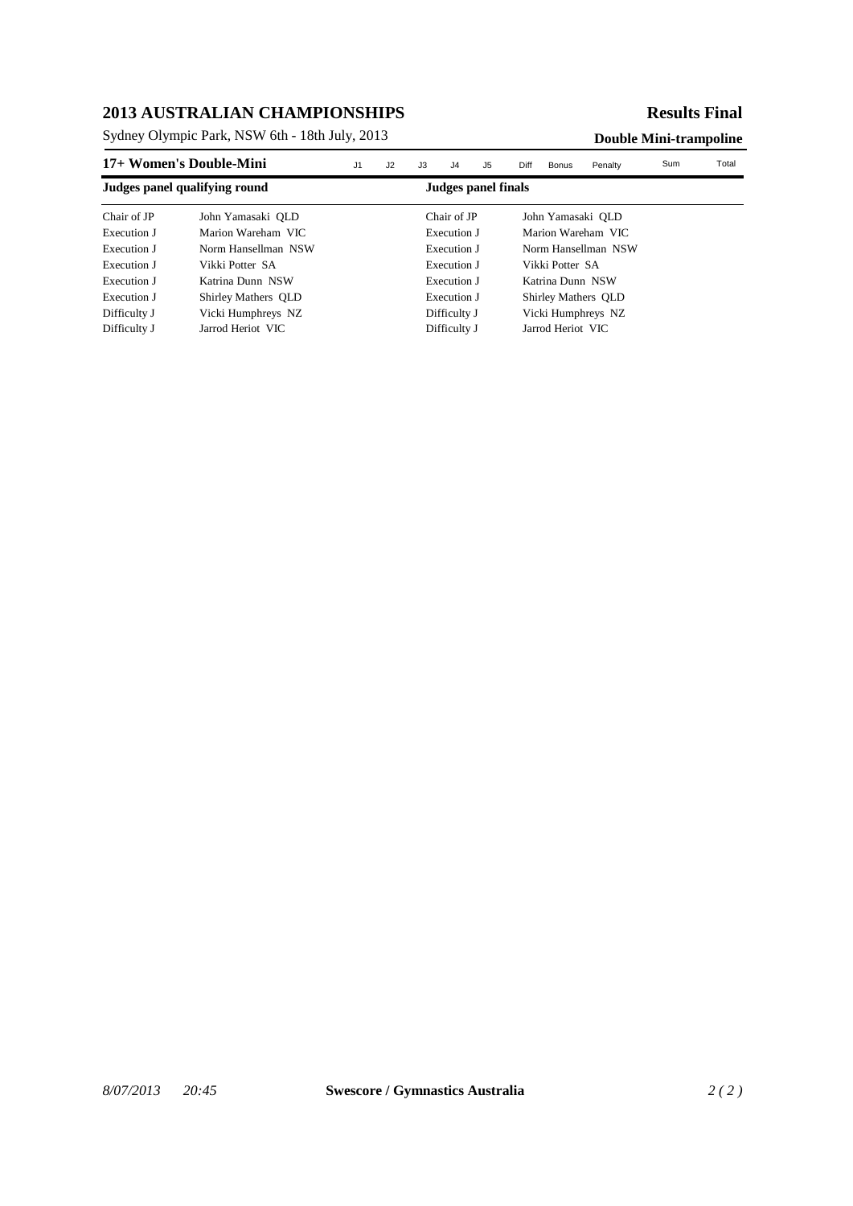## 2013 AUSTRALIAN CHAMPIONSHIPS

**Results Final**

Sydney Olympic Park, NSW 6th - 18th July, 2013

**Double Mini-trampoline**

### 17+ Women's Double-Mini

| J1 | J2 | J3 | J4 | J5 | Diff | Bonus | Penalty | Sum | Total |
|---|---|---|---|---|---|---|---|---|---|

| Judges panel qualifying round | | Judges panel finals | |
|---|---|---|---|
| Chair of JP | John Yamasaki QLD | Chair of JP | John Yamasaki QLD |
| Execution J | Marion Wareham VIC | Execution J | Marion Wareham VIC |
| Execution J | Norm Hansellman NSW | Execution J | Norm Hansellman NSW |
| Execution J | Vikki Potter SA | Execution J | Vikki Potter SA |
| Execution J | Katrina Dunn NSW | Execution J | Katrina Dunn NSW |
| Execution J | Shirley Mathers QLD | Execution J | Shirley Mathers QLD |
| Difficulty J | Vicki Humphreys NZ | Difficulty J | Vicki Humphreys NZ |
| Difficulty J | Jarrod Heriot VIC | Difficulty J | Jarrod Heriot VIC |

*8/07/2013 20:45* **Swescore / Gymnastics Australia**